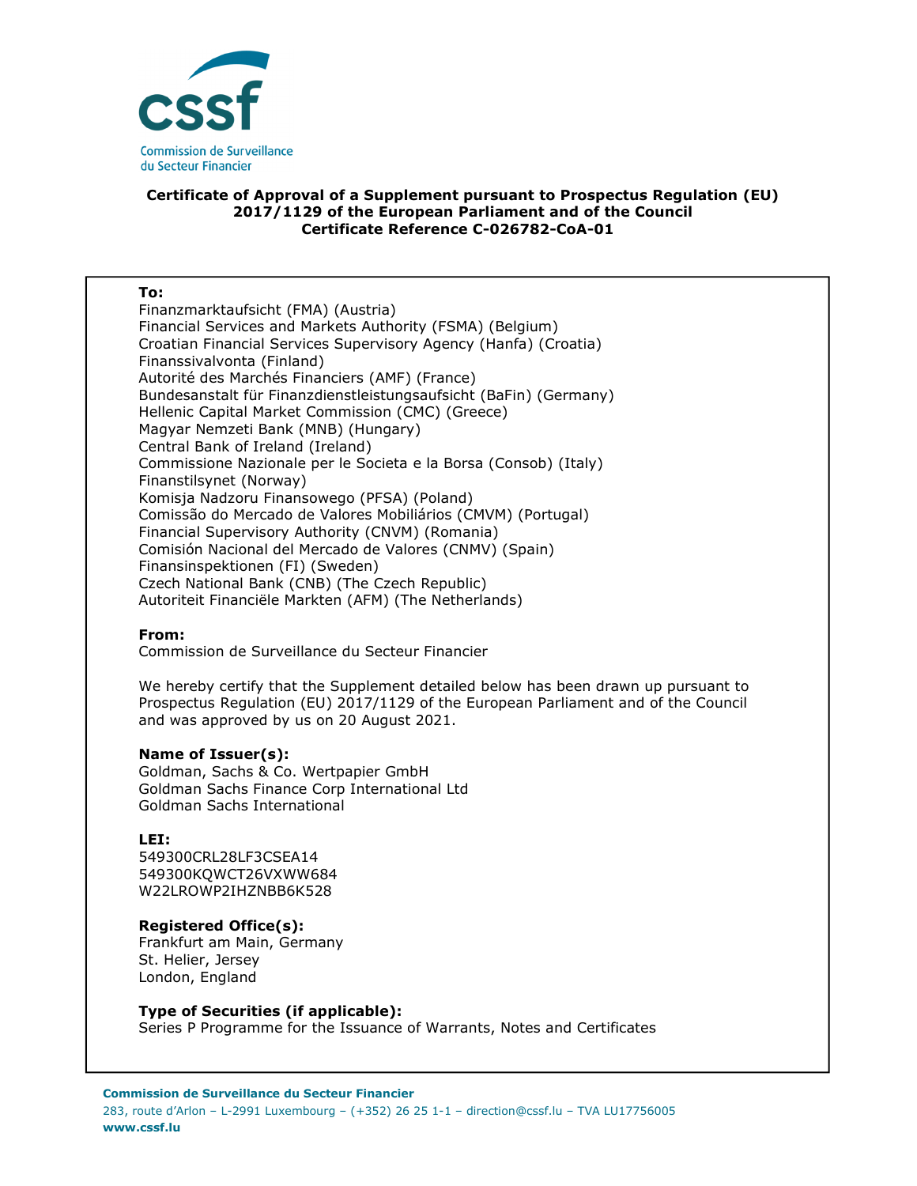cssf

Commission de Surveillance du Secteur Financier

**Certificate of Approval of a Supplement pursuant to Prospectus Regulation (EU) 2017/1129 of the European Parliament and of the Council**
**Certificate Reference C-026782-CoA-01**

**To:**
Finanzmarktaufsicht (FMA) (Austria)
Financial Services and Markets Authority (FSMA) (Belgium)
Croatian Financial Services Supervisory Agency (Hanfa) (Croatia)
Finanssivalvonta (Finland)
Autorité des Marchés Financiers (AMF) (France)
Bundesanstalt für Finanzdienstleistungsaufsicht (BaFin) (Germany)
Hellenic Capital Market Commission (CMC) (Greece)
Magyar Nemzeti Bank (MNB) (Hungary)
Central Bank of Ireland (Ireland)
Commissione Nazionale per le Societa e la Borsa (Consob) (Italy)
Finanstilsynet (Norway)
Komisja Nadzoru Finansowego (PFSA) (Poland)
Comissão do Mercado de Valores Mobiliários (CMVM) (Portugal)
Financial Supervisory Authority (CNVM) (Romania)
Comisión Nacional del Mercado de Valores (CNMV) (Spain)
Finansinspektionen (FI) (Sweden)
Czech National Bank (CNB) (The Czech Republic)
Autoriteit Financiële Markten (AFM) (The Netherlands)

**From:**
Commission de Surveillance du Secteur Financier

We hereby certify that the Supplement detailed below has been drawn up pursuant to Prospectus Regulation (EU) 2017/1129 of the European Parliament and of the Council and was approved by us on 20 August 2021.

**Name of Issuer(s):**
Goldman, Sachs & Co. Wertpapier GmbH
Goldman Sachs Finance Corp International Ltd
Goldman Sachs International

**LEI:**
549300CRL28LF3CSEA14
549300KQWCT26VXWW684
W22LROWP2IHZNBB6K528

**Registered Office(s):**
Frankfurt am Main, Germany
St. Helier, Jersey
London, England

**Type of Securities (if applicable):**
Series P Programme for the Issuance of Warrants, Notes and Certificates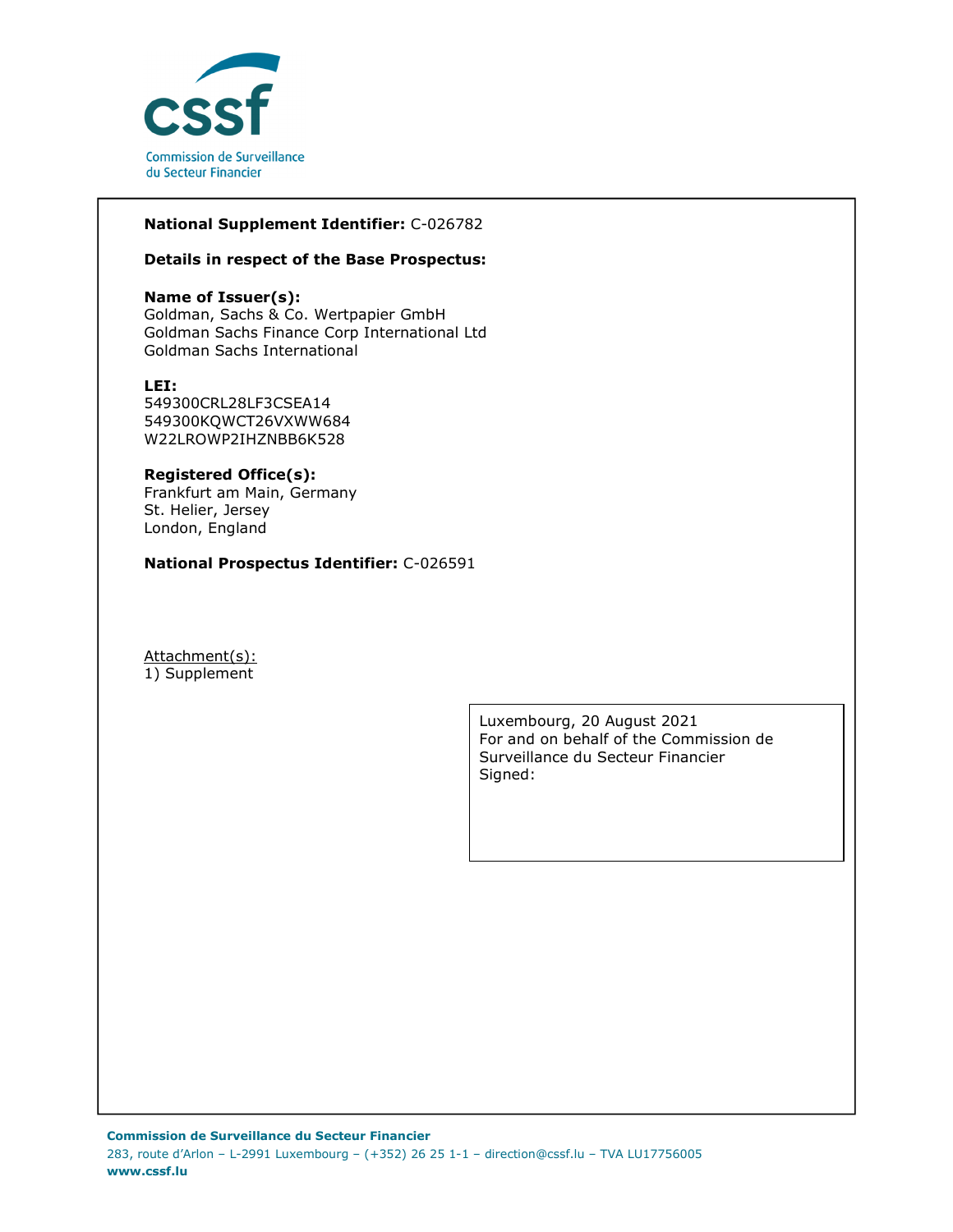cssf

Commission de Surveillance du Secteur Financier

**National Supplement Identifier:** C-026782

**Details in respect of the Base Prospectus:**

**Name of Issuer(s):**
Goldman, Sachs & Co. Wertpapier GmbH
Goldman Sachs Finance Corp International Ltd
Goldman Sachs International

**LEI:**
549300CRL28LF3CSEA14
549300KQWCT26VXWW684
W22LROWP2IHZNBB6K528

**Registered Office(s):**
Frankfurt am Main, Germany
St. Helier, Jersey
London, England

**National Prospectus Identifier:** C-026591

Attachment(s):
1) Supplement

Luxembourg, 20 August 2021
For and on behalf of the Commission de Surveillance du Secteur Financier
Signed:

**Commission de Surveillance du Secteur Financier**
283, route d'Arlon – L-2991 Luxembourg – (+352) 26 25 1-1 – direction@cssf.lu – TVA LU17756005
**www.cssf.lu**